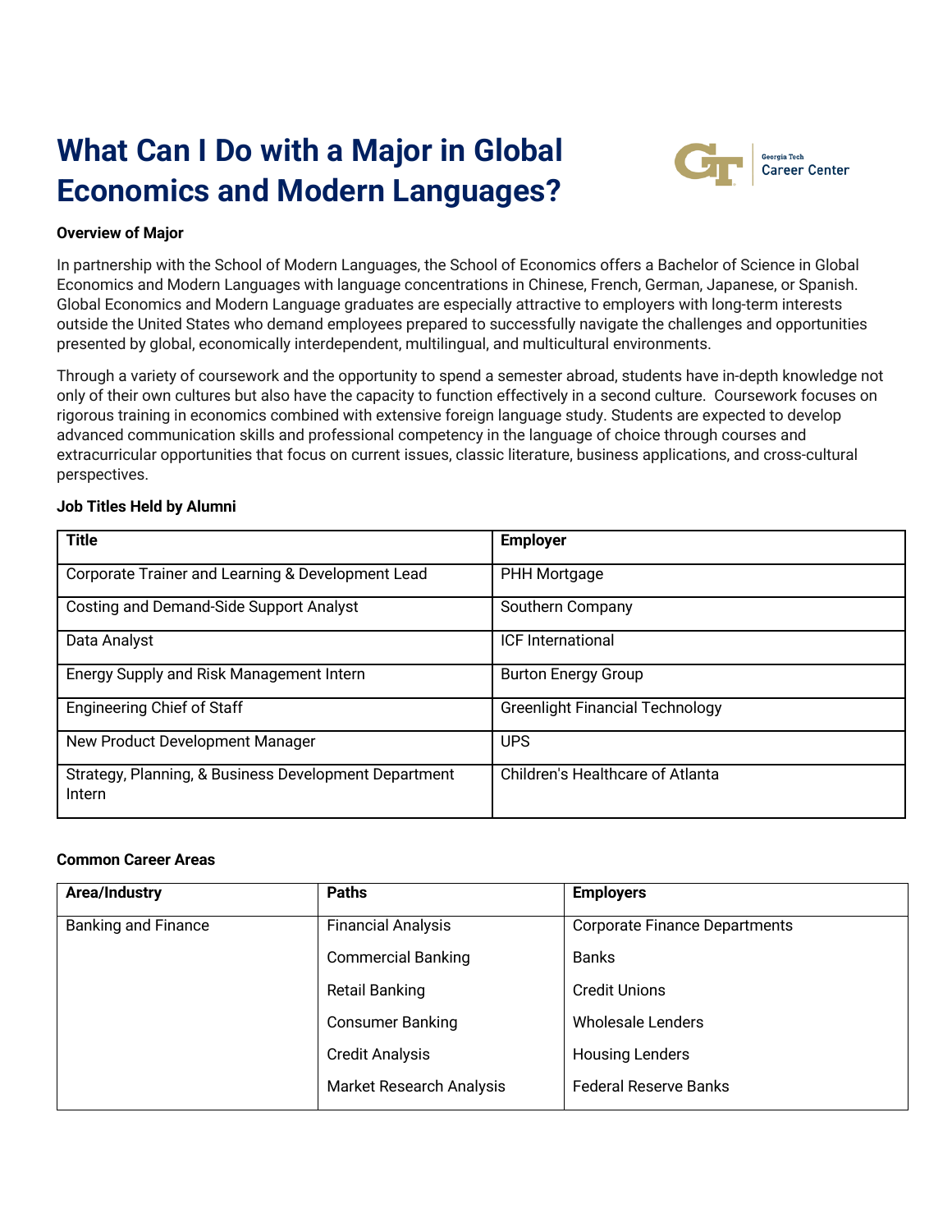# What Can I Do with a Major in Global Economics and Modern Languages?

**Overview of Major**

In partnership with the School of Modern Languages, the School of Economics offers a Bachelor of Science in Global Economics and Modern Languages with language concentrations in Chinese, French, German, Japanese, or Spanish. Global Economics and Modern Language graduates are especially attractive to employers with long-term interests outside the United States who demand employees prepared to successfully navigate the challenges and opportunities presented by global, economically interdependent, multilingual, and multicultural environments.

Through a variety of coursework and the opportunity to spend a semester abroad, students have in-depth knowledge not only of their own cultures but also have the capacity to function effectively in a second culture. Coursework focuses on rigorous training in economics combined with extensive foreign language study. Students are expected to develop advanced communication skills and professional competency in the language of choice through courses and extracurricular opportunities that focus on current issues, classic literature, business applications, and cross-cultural perspectives.

**Job Titles Held by Alumni**

| Title | Employer |
|---|---|
| Corporate Trainer and Learning & Development Lead | PHH Mortgage |
| Costing and Demand-Side Support Analyst | Southern Company |
| Data Analyst | ICF International |
| Energy Supply and Risk Management Intern | Burton Energy Group |
| Engineering Chief of Staff | Greenlight Financial Technology |
| New Product Development Manager | UPS |
| Strategy, Planning, & Business Development Department Intern | Children's Healthcare of Atlanta |

**Common Career Areas**

| Area/Industry | Paths | Employers |
|---|---|---|
| Banking and Finance | Financial Analysis | Corporate Finance Departments |
| | Commercial Banking | Banks |
| | Retail Banking | Credit Unions |
| | Consumer Banking | Wholesale Lenders |
| | Credit Analysis | Housing Lenders |
| | Market Research Analysis | Federal Reserve Banks |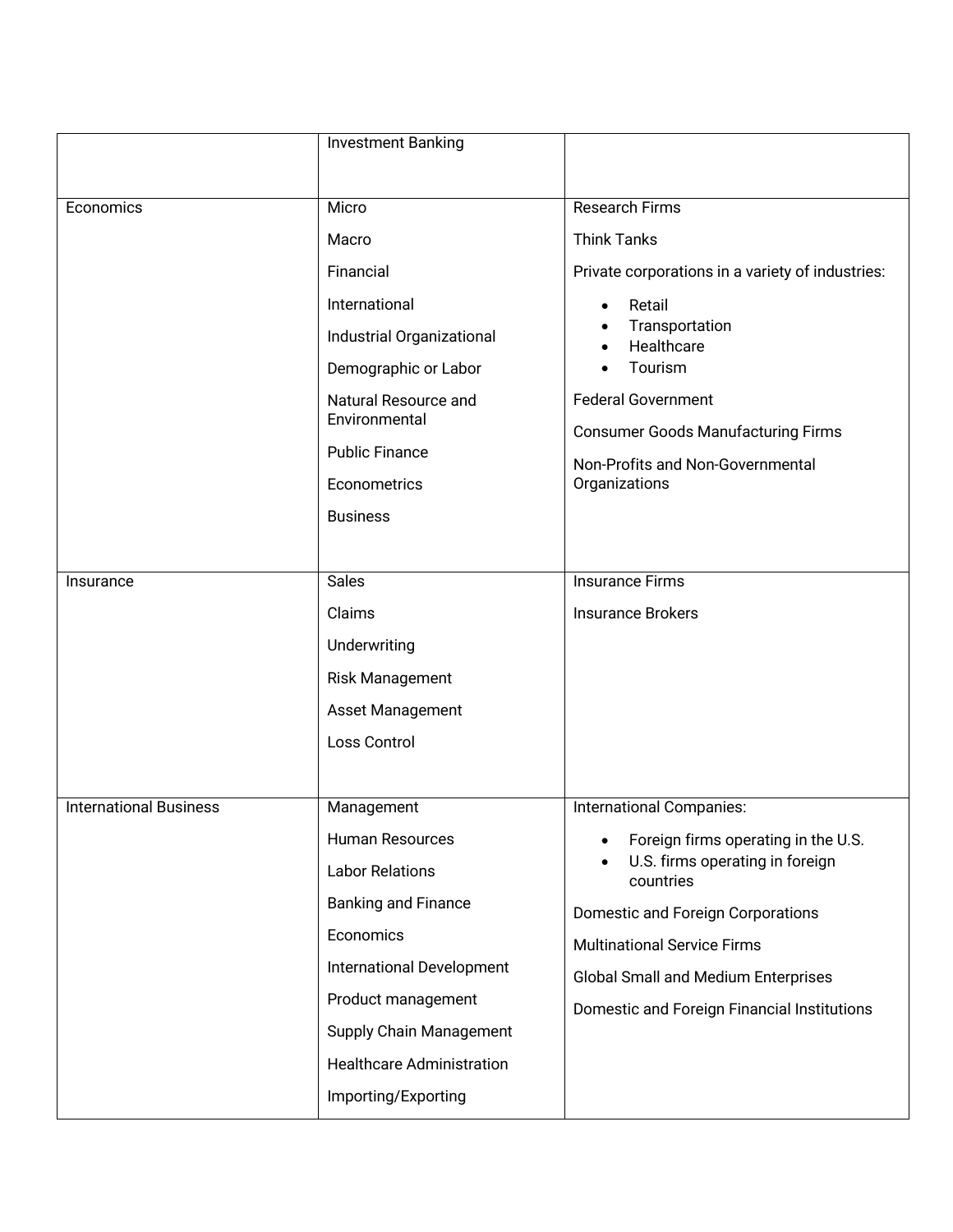| | | |
|---|---|---|
| | Investment Banking | |
| Economics | Micro<br>Macro<br>Financial<br>International<br>Industrial Organizational<br>Demographic or Labor<br>Natural Resource and Environmental<br>Public Finance<br>Econometrics<br>Business | Research Firms<br>Think Tanks<br>Private corporations in a variety of industries:<br>• Retail<br>• Transportation<br>• Healthcare<br>• Tourism<br>Federal Government<br>Consumer Goods Manufacturing Firms<br>Non-Profits and Non-Governmental Organizations |
| Insurance | Sales<br>Claims<br>Underwriting<br>Risk Management<br>Asset Management<br>Loss Control | Insurance Firms<br>Insurance Brokers |
| International Business | Management<br>Human Resources<br>Labor Relations<br>Banking and Finance<br>Economics<br>International Development<br>Product management<br>Supply Chain Management<br>Healthcare Administration<br>Importing/Exporting | International Companies:<br>• Foreign firms operating in the U.S.<br>• U.S. firms operating in foreign countries<br>Domestic and Foreign Corporations<br>Multinational Service Firms<br>Global Small and Medium Enterprises<br>Domestic and Foreign Financial Institutions |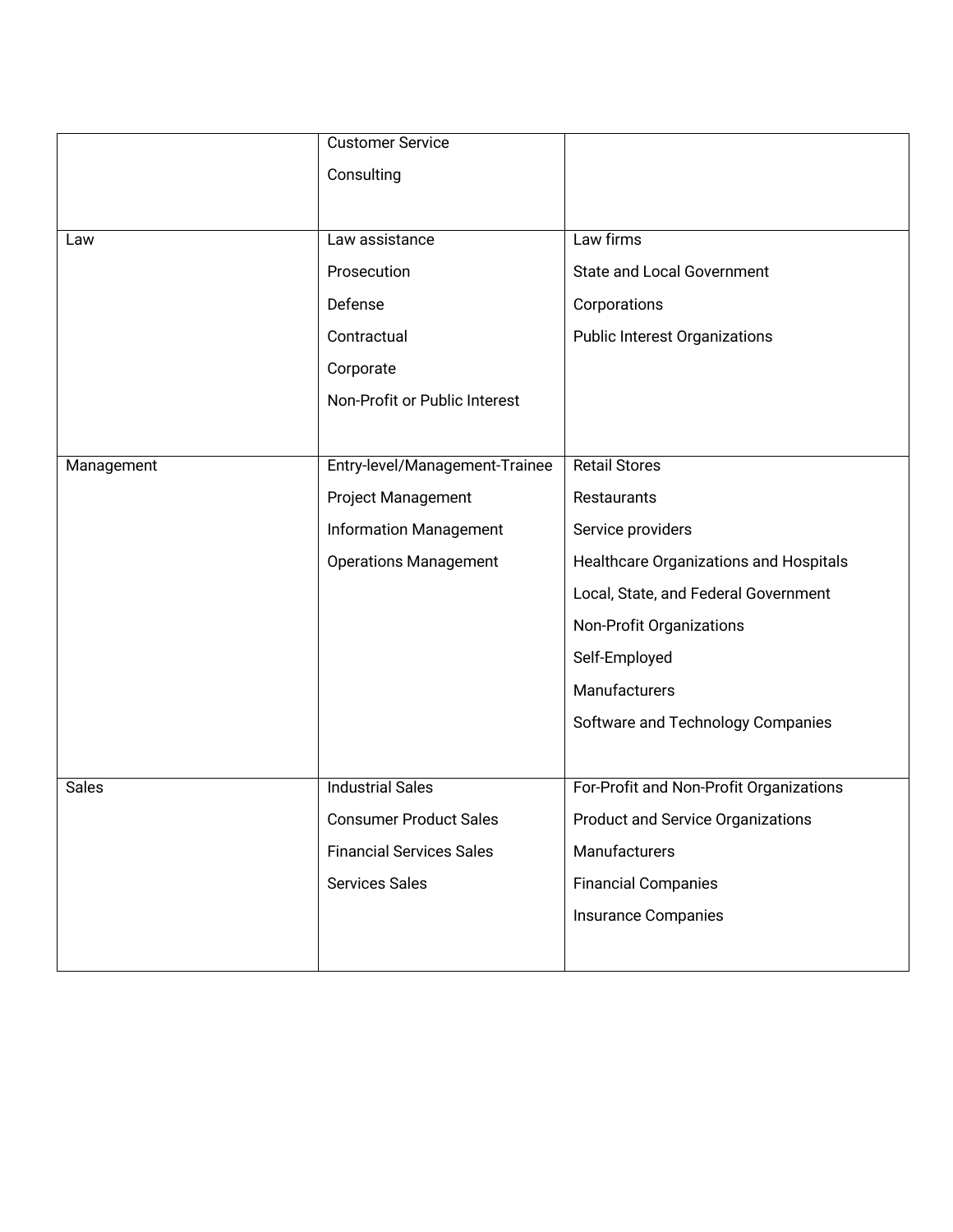| | | |
|---|---|---|
| | Customer Service<br>Consulting | |
| Law | Law assistance<br>Prosecution<br>Defense<br>Contractual<br>Corporate<br>Non-Profit or Public Interest | Law firms<br>State and Local Government<br>Corporations<br>Public Interest Organizations |
| Management | Entry-level/Management-Trainee<br>Project Management<br>Information Management<br>Operations Management | Retail Stores<br>Restaurants<br>Service providers<br>Healthcare Organizations and Hospitals<br>Local, State, and Federal Government<br>Non-Profit Organizations<br>Self-Employed<br>Manufacturers<br>Software and Technology Companies |
| Sales | Industrial Sales<br>Consumer Product Sales<br>Financial Services Sales<br>Services Sales | For-Profit and Non-Profit Organizations<br>Product and Service Organizations<br>Manufacturers<br>Financial Companies<br>Insurance Companies |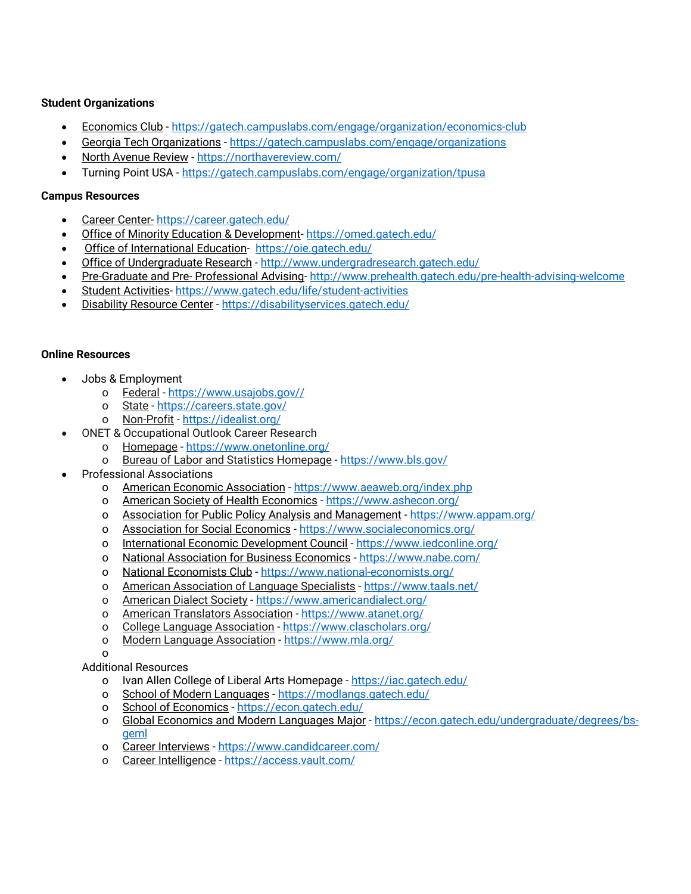**Student Organizations**

- Economics Club - https://gatech.campuslabs.com/engage/organization/economics-club
- Georgia Tech Organizations - https://gatech.campuslabs.com/engage/organizations
- North Avenue Review - https://northavereview.com/
- Turning Point USA - https://gatech.campuslabs.com/engage/organization/tpusa

**Campus Resources**

- Career Center- https://career.gatech.edu/
- Office of Minority Education & Development- https://omed.gatech.edu/
- Office of International Education- https://oie.gatech.edu/
- Office of Undergraduate Research - http://www.undergradresearch.gatech.edu/
- Pre-Graduate and Pre- Professional Advising- http://www.prehealth.gatech.edu/pre-health-advising-welcome
- Student Activities- https://www.gatech.edu/life/student-activities
- Disability Resource Center - https://disabilityservices.gatech.edu/

**Online Resources**

- Jobs & Employment
  - Federal - https://www.usajobs.gov//
  - State - https://careers.state.gov/
  - Non-Profit - https://idealist.org/
- ONET & Occupational Outlook Career Research
  - Homepage - https://www.onetonline.org/
  - Bureau of Labor and Statistics Homepage - https://www.bls.gov/
- Professional Associations
  - American Economic Association - https://www.aeaweb.org/index.php
  - American Society of Health Economics - https://www.ashecon.org/
  - Association for Public Policy Analysis and Management - https://www.appam.org/
  - Association for Social Economics - https://www.socialeconomics.org/
  - International Economic Development Council - https://www.iedconline.org/
  - National Association for Business Economics - https://www.nabe.com/
  - National Economists Club - https://www.national-economists.org/
  - American Association of Language Specialists - https://www.taals.net/
  - American Dialect Society - https://www.americandialect.org/
  - American Translators Association - https://www.atanet.org/
  - College Language Association - https://www.clascholars.org/
  - Modern Language Association - https://www.mla.org/

  Additional Resources
  - Ivan Allen College of Liberal Arts Homepage - https://iac.gatech.edu/
  - School of Modern Languages - https://modlangs.gatech.edu/
  - School of Economics - https://econ.gatech.edu/
  - Global Economics and Modern Languages Major - https://econ.gatech.edu/undergraduate/degrees/bs-geml
  - Career Interviews - https://www.candidcareer.com/
  - Career Intelligence - https://access.vault.com/